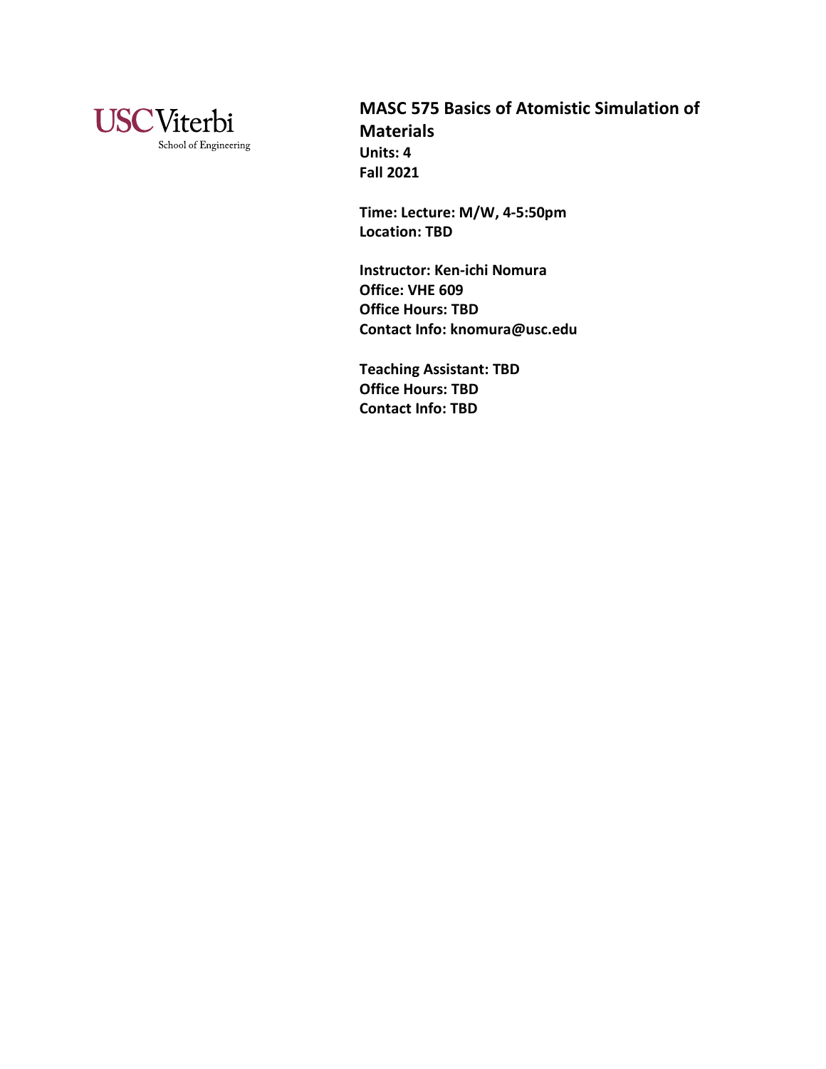USC Viterbi
School of Engineering

# MASC 575 Basics of Atomistic Simulation of Materials

**Units: 4**
**Fall 2021**

**Time: Lecture: M/W, 4-5:50pm**
**Location: TBD**

**Instructor: Ken-ichi Nomura**
**Office: VHE 609**
**Office Hours: TBD**
**Contact Info: knomura@usc.edu**

**Teaching Assistant: TBD**
**Office Hours: TBD**
**Contact Info: TBD**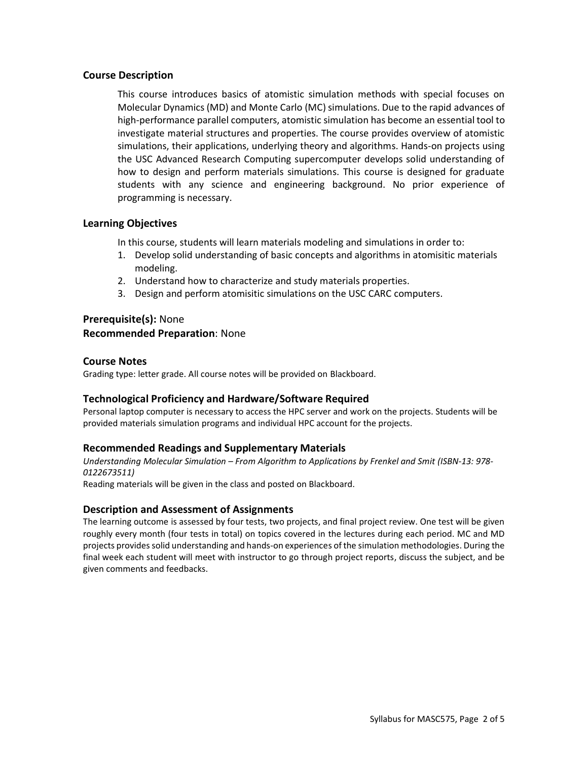## Course Description

This course introduces basics of atomistic simulation methods with special focuses on Molecular Dynamics (MD) and Monte Carlo (MC) simulations. Due to the rapid advances of high-performance parallel computers, atomistic simulation has become an essential tool to investigate material structures and properties. The course provides overview of atomistic simulations, their applications, underlying theory and algorithms. Hands-on projects using the USC Advanced Research Computing supercomputer develops solid understanding of how to design and perform materials simulations. This course is designed for graduate students with any science and engineering background. No prior experience of programming is necessary.

## Learning Objectives

In this course, students will learn materials modeling and simulations in order to:

1. Develop solid understanding of basic concepts and algorithms in atomisitic materials modeling.
2. Understand how to characterize and study materials properties.
3. Design and perform atomisitic simulations on the USC CARC computers.

**Prerequisite(s):** None
**Recommended Preparation**: None

## Course Notes

Grading type: letter grade. All course notes will be provided on Blackboard.

## Technological Proficiency and Hardware/Software Required

Personal laptop computer is necessary to access the HPC server and work on the projects. Students will be provided materials simulation programs and individual HPC account for the projects.

## Recommended Readings and Supplementary Materials

*Understanding Molecular Simulation – From Algorithm to Applications by Frenkel and Smit (ISBN-13: 978-0122673511)*

Reading materials will be given in the class and posted on Blackboard.

## Description and Assessment of Assignments

The learning outcome is assessed by four tests, two projects, and final project review. One test will be given roughly every month (four tests in total) on topics covered in the lectures during each period. MC and MD projects provides solid understanding and hands-on experiences of the simulation methodologies. During the final week each student will meet with instructor to go through project reports, discuss the subject, and be given comments and feedbacks.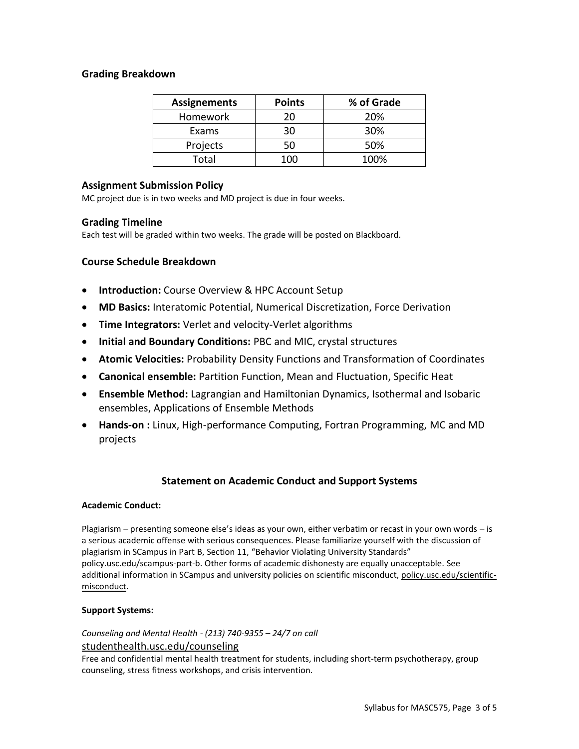### Grading Breakdown

| Assignements | Points | % of Grade |
|---|---|---|
| Homework | 20 | 20% |
| Exams | 30 | 30% |
| Projects | 50 | 50% |
| Total | 100 | 100% |

### Assignment Submission Policy

MC project due is in two weeks and MD project is due in four weeks.

### Grading Timeline

Each test will be graded within two weeks. The grade will be posted on Blackboard.

### Course Schedule Breakdown

- **Introduction:** Course Overview & HPC Account Setup
- **MD Basics:** Interatomic Potential, Numerical Discretization, Force Derivation
- **Time Integrators:** Verlet and velocity-Verlet algorithms
- **Initial and Boundary Conditions:** PBC and MIC, crystal structures
- **Atomic Velocities:** Probability Density Functions and Transformation of Coordinates
- **Canonical ensemble:** Partition Function, Mean and Fluctuation, Specific Heat
- **Ensemble Method:** Lagrangian and Hamiltonian Dynamics, Isothermal and Isobaric ensembles, Applications of Ensemble Methods
- **Hands-on :** Linux, High-performance Computing, Fortran Programming, MC and MD projects

## Statement on Academic Conduct and Support Systems

#### Academic Conduct:

Plagiarism – presenting someone else's ideas as your own, either verbatim or recast in your own words – is a serious academic offense with serious consequences. Please familiarize yourself with the discussion of plagiarism in SCampus in Part B, Section 11, "Behavior Violating University Standards" policy.usc.edu/scampus-part-b. Other forms of academic dishonesty are equally unacceptable. See additional information in SCampus and university policies on scientific misconduct, policy.usc.edu/scientific-misconduct.

#### Support Systems:

*Counseling and Mental Health - (213) 740-9355 – 24/7 on call*
studenthealth.usc.edu/counseling
Free and confidential mental health treatment for students, including short-term psychotherapy, group counseling, stress fitness workshops, and crisis intervention.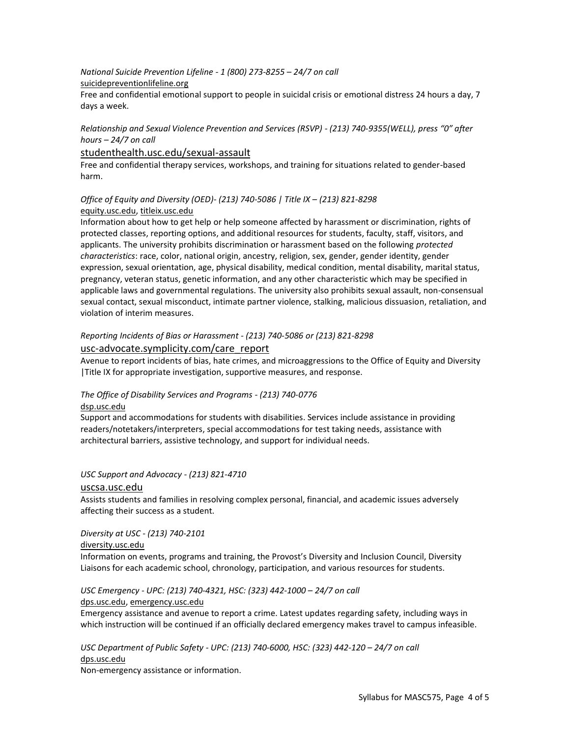*National Suicide Prevention Lifeline - 1 (800) 273-8255 – 24/7 on call*
suicidepreventionlifeline.org
Free and confidential emotional support to people in suicidal crisis or emotional distress 24 hours a day, 7 days a week.

*Relationship and Sexual Violence Prevention and Services (RSVP) - (213) 740-9355(WELL), press "0" after hours – 24/7 on call*
studenthealth.usc.edu/sexual-assault
Free and confidential therapy services, workshops, and training for situations related to gender-based harm.

*Office of Equity and Diversity (OED)- (213) 740-5086 | Title IX – (213) 821-8298*
equity.usc.edu, titleix.usc.edu
Information about how to get help or help someone affected by harassment or discrimination, rights of protected classes, reporting options, and additional resources for students, faculty, staff, visitors, and applicants. The university prohibits discrimination or harassment based on the following *protected characteristics*: race, color, national origin, ancestry, religion, sex, gender, gender identity, gender expression, sexual orientation, age, physical disability, medical condition, mental disability, marital status, pregnancy, veteran status, genetic information, and any other characteristic which may be specified in applicable laws and governmental regulations. The university also prohibits sexual assault, non-consensual sexual contact, sexual misconduct, intimate partner violence, stalking, malicious dissuasion, retaliation, and violation of interim measures.

*Reporting Incidents of Bias or Harassment - (213) 740-5086 or (213) 821-8298*
usc-advocate.symplicity.com/care_report
Avenue to report incidents of bias, hate crimes, and microaggressions to the Office of Equity and Diversity |Title IX for appropriate investigation, supportive measures, and response.

*The Office of Disability Services and Programs - (213) 740-0776*
dsp.usc.edu
Support and accommodations for students with disabilities. Services include assistance in providing readers/notetakers/interpreters, special accommodations for test taking needs, assistance with architectural barriers, assistive technology, and support for individual needs.

*USC Support and Advocacy - (213) 821-4710*
uscsa.usc.edu
Assists students and families in resolving complex personal, financial, and academic issues adversely affecting their success as a student.

*Diversity at USC - (213) 740-2101*
diversity.usc.edu
Information on events, programs and training, the Provost's Diversity and Inclusion Council, Diversity Liaisons for each academic school, chronology, participation, and various resources for students.

*USC Emergency - UPC: (213) 740-4321, HSC: (323) 442-1000 – 24/7 on call*
dps.usc.edu, emergency.usc.edu
Emergency assistance and avenue to report a crime. Latest updates regarding safety, including ways in which instruction will be continued if an officially declared emergency makes travel to campus infeasible.

*USC Department of Public Safety - UPC: (213) 740-6000, HSC: (323) 442-120 – 24/7 on call*
dps.usc.edu
Non-emergency assistance or information.